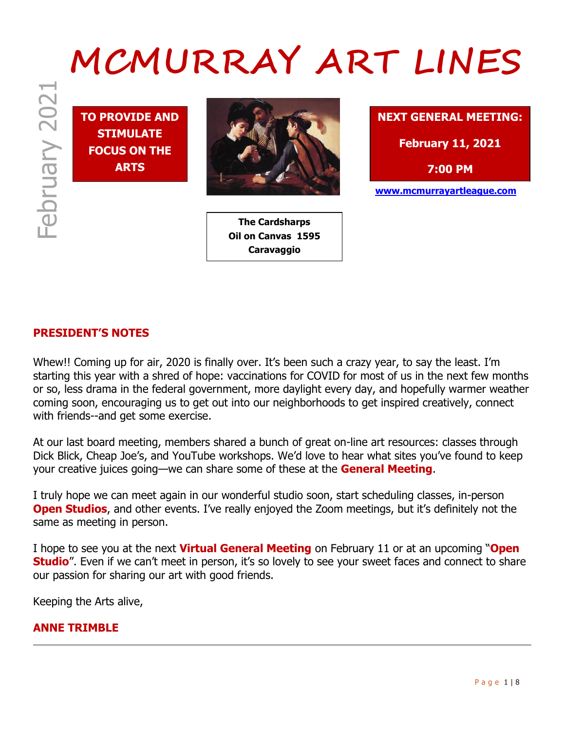# MCMURRAY ART LINES

February 2021

**TO PROVIDE AND STIMULATE FOCUS ON THE ARTS**

**The Cardsharps**
**Oil on Canvas 1595**
**Caravaggio**

**NEXT GENERAL MEETING:**

**February 11, 2021**

**7:00 PM**

**www.mcmurrayartleague.com**

## PRESIDENT'S NOTES

Whew!! Coming up for air, 2020 is finally over. It's been such a crazy year, to say the least. I'm starting this year with a shred of hope: vaccinations for COVID for most of us in the next few months or so, less drama in the federal government, more daylight every day, and hopefully warmer weather coming soon, encouraging us to get out into our neighborhoods to get inspired creatively, connect with friends--and get some exercise.

At our last board meeting, members shared a bunch of great on-line art resources: classes through Dick Blick, Cheap Joe's, and YouTube workshops. We'd love to hear what sites you've found to keep your creative juices going—we can share some of these at the **General Meeting**.

I truly hope we can meet again in our wonderful studio soon, start scheduling classes, in-person **Open Studios**, and other events. I've really enjoyed the Zoom meetings, but it's definitely not the same as meeting in person.

I hope to see you at the next **Virtual General Meeting** on February 11 or at an upcoming "**Open Studio**". Even if we can't meet in person, it's so lovely to see your sweet faces and connect to share our passion for sharing our art with good friends.

Keeping the Arts alive,

**ANNE TRIMBLE**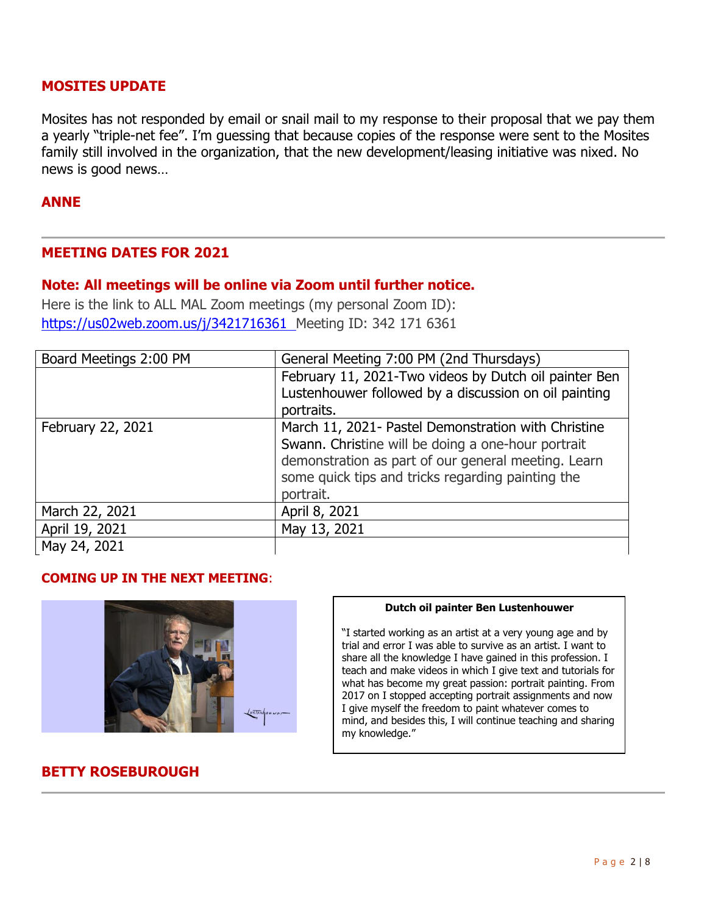## MOSITES UPDATE

Mosites has not responded by email or snail mail to my response to their proposal that we pay them a yearly "triple-net fee". I'm guessing that because copies of the response were sent to the Mosites family still involved in the organization, that the new development/leasing initiative was nixed. No news is good news…

**ANNE**

---

## MEETING DATES FOR 2021

### Note: All meetings will be online via Zoom until further notice.

Here is the link to ALL MAL Zoom meetings (my personal Zoom ID): https://us02web.zoom.us/j/3421716361 Meeting ID: 342 171 6361

| Board Meetings 2:00 PM | General Meeting 7:00 PM (2nd Thursdays) |
|---|---|
| | February 11, 2021-Two videos by Dutch oil painter Ben Lustenhouwer followed by a discussion on oil painting portraits. |
| February 22, 2021 | March 11, 2021- Pastel Demonstration with Christine Swann. Christine will be doing a one-hour portrait demonstration as part of our general meeting. Learn some quick tips and tricks regarding painting the portrait. |
| March 22, 2021 | April 8, 2021 |
| April 19, 2021 | May 13, 2021 |
| May 24, 2021 | |

## COMING UP IN THE NEXT MEETING:

**Dutch oil painter Ben Lustenhouwer**

"I started working as an artist at a very young age and by trial and error I was able to survive as an artist. I want to share all the knowledge I have gained in this profession. I teach and make videos in which I give text and tutorials for what has become my great passion: portrait painting. From 2017 on I stopped accepting portrait assignments and now I give myself the freedom to paint whatever comes to mind, and besides this, I will continue teaching and sharing my knowledge."

**BETTY ROSEBUROUGH**

---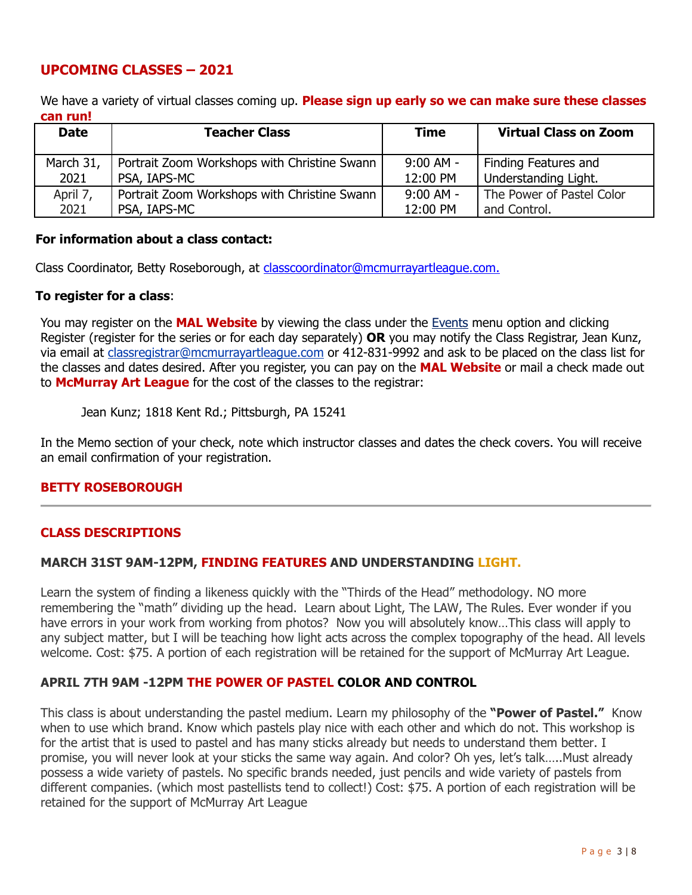## UPCOMING CLASSES – 2021

We have a variety of virtual classes coming up. **Please sign up early so we can make sure these classes can run!**

| Date | Teacher Class | Time | Virtual Class on Zoom |
|---|---|---|---|
| March 31, 2021 | Portrait Zoom Workshops with Christine Swann PSA, IAPS-MC | 9:00 AM - 12:00 PM | Finding Features and Understanding Light. |
| April 7, 2021 | Portrait Zoom Workshops with Christine Swann PSA, IAPS-MC | 9:00 AM - 12:00 PM | The Power of Pastel Color and Control. |

**For information about a class contact:**

Class Coordinator, Betty Roseborough, at classcoordinator@mcmurrayartleague.com.

**To register for a class**:

You may register on the **MAL Website** by viewing the class under the Events menu option and clicking Register (register for the series or for each day separately) **OR** you may notify the Class Registrar, Jean Kunz, via email at classregistrar@mcmurrayartleague.com or 412-831-9992 and ask to be placed on the class list for the classes and dates desired. After you register, you can pay on the **MAL Website** or mail a check made out to **McMurray Art League** for the cost of the classes to the registrar:

Jean Kunz; 1818 Kent Rd.; Pittsburgh, PA 15241

In the Memo section of your check, note which instructor classes and dates the check covers. You will receive an email confirmation of your registration.

**BETTY ROSEBOROUGH**

---

## CLASS DESCRIPTIONS

### MARCH 31ST 9AM-12PM, FINDING FEATURES AND UNDERSTANDING LIGHT.

Learn the system of finding a likeness quickly with the "Thirds of the Head" methodology. NO more remembering the "math" dividing up the head. Learn about Light, The LAW, The Rules. Ever wonder if you have errors in your work from working from photos? Now you will absolutely know…This class will apply to any subject matter, but I will be teaching how light acts across the complex topography of the head. All levels welcome. Cost: $75. A portion of each registration will be retained for the support of McMurray Art League.

### APRIL 7TH 9AM -12PM THE POWER OF PASTEL COLOR AND CONTROL

This class is about understanding the pastel medium. Learn my philosophy of the **"Power of Pastel."** Know when to use which brand. Know which pastels play nice with each other and which do not. This workshop is for the artist that is used to pastel and has many sticks already but needs to understand them better. I promise, you will never look at your sticks the same way again. And color? Oh yes, let's talk…..Must already possess a wide variety of pastels. No specific brands needed, just pencils and wide variety of pastels from different companies. (which most pastellists tend to collect!) Cost: $75. A portion of each registration will be retained for the support of McMurray Art League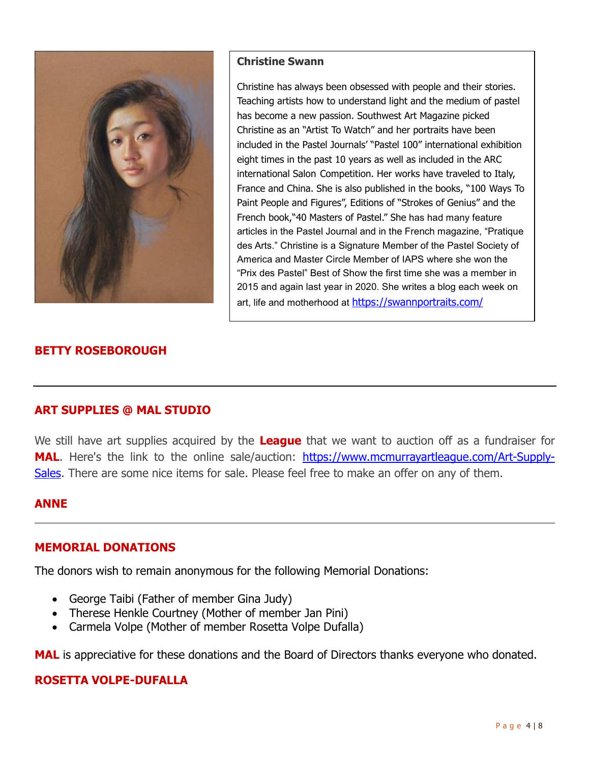**Christine Swann**

Christine has always been obsessed with people and their stories. Teaching artists how to understand light and the medium of pastel has become a new passion. Southwest Art Magazine picked Christine as an "Artist To Watch" and her portraits have been included in the Pastel Journals' "Pastel 100" international exhibition eight times in the past 10 years as well as included in the ARC international Salon Competition. Her works have traveled to Italy, France and China. She is also published in the books, "100 Ways To Paint People and Figures", Editions of "Strokes of Genius" and the French book,"40 Masters of Pastel." She has had many feature articles in the Pastel Journal and in the French magazine, "Pratique des Arts." Christine is a Signature Member of the Pastel Society of America and Master Circle Member of IAPS where she won the "Prix des Pastel" Best of Show the first time she was a member in 2015 and again last year in 2020. She writes a blog each week on art, life and motherhood at https://swannportraits.com/

**BETTY ROSEBOROUGH**

---

## ART SUPPLIES @ MAL STUDIO

We still have art supplies acquired by the **League** that we want to auction off as a fundraiser for **MAL**. Here's the link to the online sale/auction: https://www.mcmurrayartleague.com/Art-Supply-Sales. There are some nice items for sale. Please feel free to make an offer on any of them.

**ANNE**

---

## MEMORIAL DONATIONS

The donors wish to remain anonymous for the following Memorial Donations:

- George Taibi (Father of member Gina Judy)
- Therese Henkle Courtney (Mother of member Jan Pini)
- Carmela Volpe (Mother of member Rosetta Volpe Dufalla)

**MAL** is appreciative for these donations and the Board of Directors thanks everyone who donated.

**ROSETTA VOLPE-DUFALLA**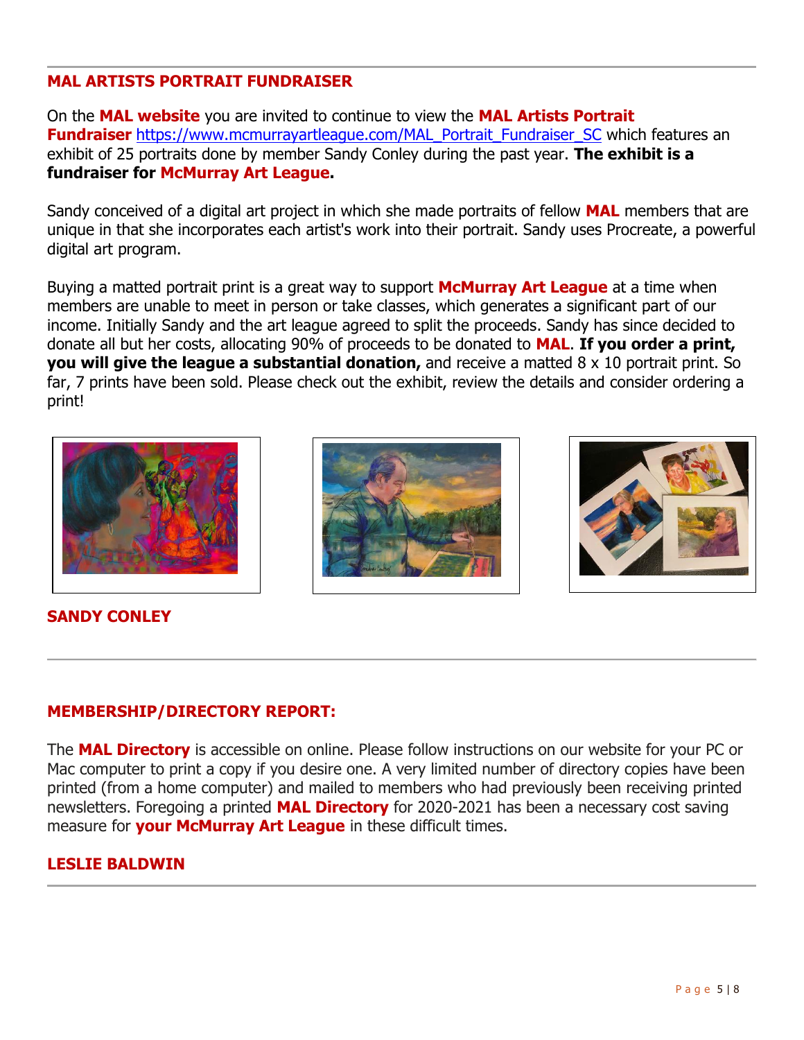## MAL ARTISTS PORTRAIT FUNDRAISER

On the **MAL website** you are invited to continue to view the **MAL Artists Portrait Fundraiser** https://www.mcmurrayartleague.com/MAL_Portrait_Fundraiser_SC which features an exhibit of 25 portraits done by member Sandy Conley during the past year. **The exhibit is a fundraiser for McMurray Art League.**

Sandy conceived of a digital art project in which she made portraits of fellow **MAL** members that are unique in that she incorporates each artist's work into their portrait. Sandy uses Procreate, a powerful digital art program.

Buying a matted portrait print is a great way to support **McMurray Art League** at a time when members are unable to meet in person or take classes, which generates a significant part of our income. Initially Sandy and the art league agreed to split the proceeds. Sandy has since decided to donate all but her costs, allocating 90% of proceeds to be donated to **MAL**. **If you order a print, you will give the league a substantial donation,** and receive a matted 8 x 10 portrait print. So far, 7 prints have been sold. Please check out the exhibit, review the details and consider ordering a print!

**SANDY CONLEY**

---

## MEMBERSHIP/DIRECTORY REPORT:

The **MAL Directory** is accessible on online. Please follow instructions on our website for your PC or Mac computer to print a copy if you desire one. A very limited number of directory copies have been printed (from a home computer) and mailed to members who had previously been receiving printed newsletters. Foregoing a printed **MAL Directory** for 2020-2021 has been a necessary cost saving measure for **your McMurray Art League** in these difficult times.

**LESLIE BALDWIN**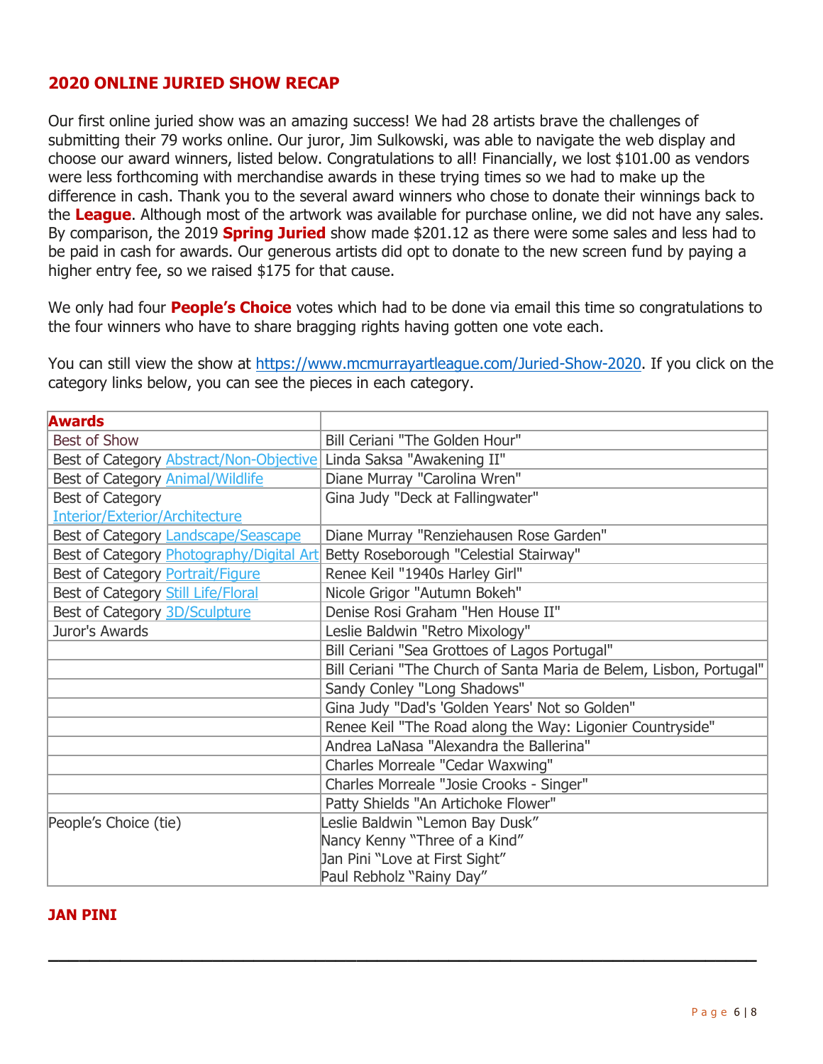## 2020 ONLINE JURIED SHOW RECAP

Our first online juried show was an amazing success! We had 28 artists brave the challenges of submitting their 79 works online. Our juror, Jim Sulkowski, was able to navigate the web display and choose our award winners, listed below. Congratulations to all! Financially, we lost $101.00 as vendors were less forthcoming with merchandise awards in these trying times so we had to make up the difference in cash. Thank you to the several award winners who chose to donate their winnings back to the **League**. Although most of the artwork was available for purchase online, we did not have any sales. By comparison, the 2019 **Spring Juried** show made $201.12 as there were some sales and less had to be paid in cash for awards. Our generous artists did opt to donate to the new screen fund by paying a higher entry fee, so we raised $175 for that cause.

We only had four **People's Choice** votes which had to be done via email this time so congratulations to the four winners who have to share bragging rights having gotten one vote each.

You can still view the show at https://www.mcmurrayartleague.com/Juried-Show-2020. If you click on the category links below, you can see the pieces in each category.

| **Awards** | |
|---|---|
| Best of Show | Bill Ceriani "The Golden Hour" |
| Best of Category Abstract/Non-Objective | Linda Saksa "Awakening II" |
| Best of Category Animal/Wildlife | Diane Murray "Carolina Wren" |
| Best of Category Interior/Exterior/Architecture | Gina Judy "Deck at Fallingwater" |
| Best of Category Landscape/Seascape | Diane Murray "Renziehausen Rose Garden" |
| Best of Category Photography/Digital Art | Betty Roseborough "Celestial Stairway" |
| Best of Category Portrait/Figure | Renee Keil "1940s Harley Girl" |
| Best of Category Still Life/Floral | Nicole Grigor "Autumn Bokeh" |
| Best of Category 3D/Sculpture | Denise Rosi Graham "Hen House II" |
| Juror's Awards | Leslie Baldwin "Retro Mixology" |
| | Bill Ceriani "Sea Grottoes of Lagos Portugal" |
| | Bill Ceriani "The Church of Santa Maria de Belem, Lisbon, Portugal" |
| | Sandy Conley "Long Shadows" |
| | Gina Judy "Dad's 'Golden Years' Not so Golden" |
| | Renee Keil "The Road along the Way: Ligonier Countryside" |
| | Andrea LaNasa "Alexandra the Ballerina" |
| | Charles Morreale "Cedar Waxwing" |
| | Charles Morreale "Josie Crooks - Singer" |
| | Patty Shields "An Artichoke Flower" |
| People's Choice (tie) | Leslie Baldwin "Lemon Bay Dusk"<br>Nancy Kenny "Three of a Kind"<br>Jan Pini "Love at First Sight"<br>Paul Rebholz "Rainy Day" |

**JAN PINI**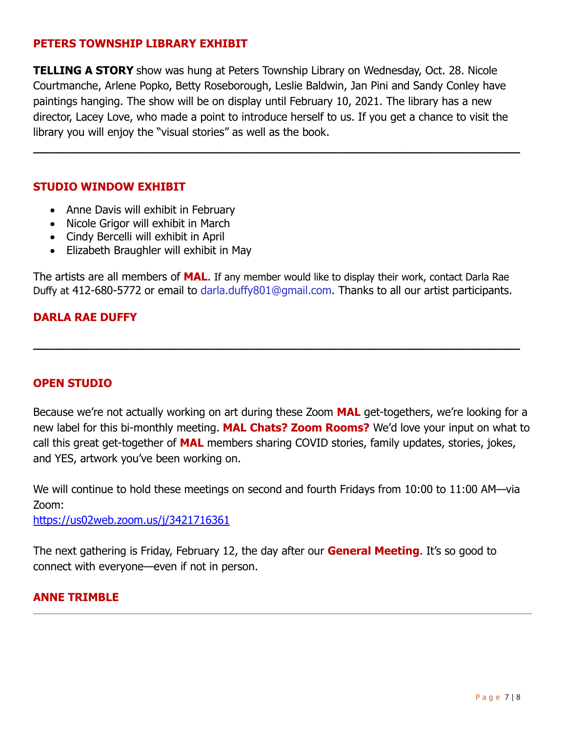## PETERS TOWNSHIP LIBRARY EXHIBIT

**TELLING A STORY** show was hung at Peters Township Library on Wednesday, Oct. 28. Nicole Courtmanche, Arlene Popko, Betty Roseborough, Leslie Baldwin, Jan Pini and Sandy Conley have paintings hanging. The show will be on display until February 10, 2021. The library has a new director, Lacey Love, who made a point to introduce herself to us. If you get a chance to visit the library you will enjoy the "visual stories" as well as the book.

---

## STUDIO WINDOW EXHIBIT

- Anne Davis will exhibit in February
- Nicole Grigor will exhibit in March
- Cindy Bercelli will exhibit in April
- Elizabeth Braughler will exhibit in May

The artists are all members of **MAL**. If any member would like to display their work, contact Darla Rae Duffy at 412-680-5772 or email to darla.duffy801@gmail.com. Thanks to all our artist participants.

**DARLA RAE DUFFY**

---

## OPEN STUDIO

Because we're not actually working on art during these Zoom **MAL** get-togethers, we're looking for a new label for this bi-monthly meeting. **MAL Chats? Zoom Rooms?** We'd love your input on what to call this great get-together of **MAL** members sharing COVID stories, family updates, stories, jokes, and YES, artwork you've been working on.

We will continue to hold these meetings on second and fourth Fridays from 10:00 to 11:00 AM—via Zoom:
https://us02web.zoom.us/j/3421716361

The next gathering is Friday, February 12, the day after our **General Meeting**. It's so good to connect with everyone—even if not in person.

**ANNE TRIMBLE**

---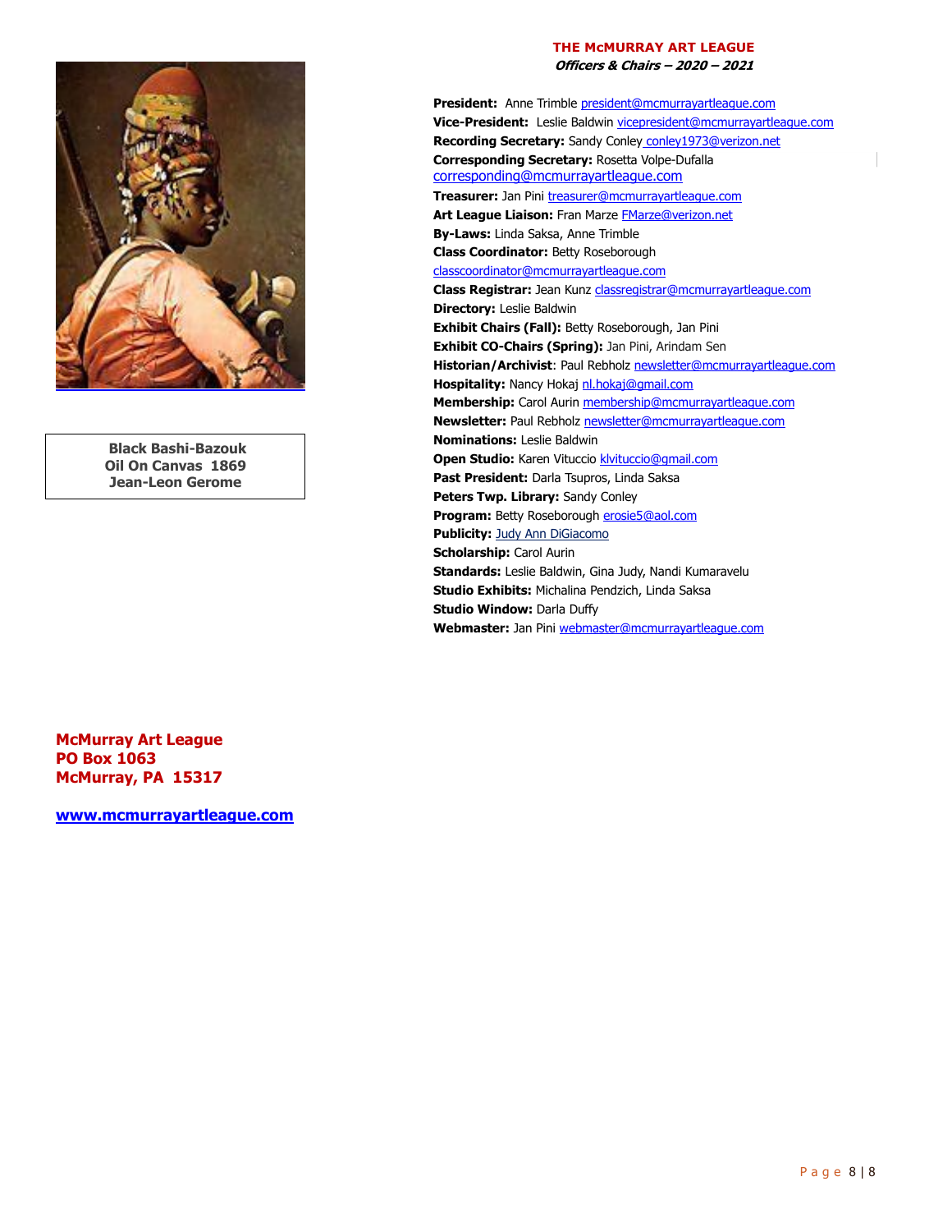**Black Bashi-Bazouk**
**Oil On Canvas 1869**
**Jean-Leon Gerome**

## THE McMURRAY ART LEAGUE

***Officers & Chairs – 2020 – 2021***

**President:** Anne Trimble president@mcmurrayartleague.com
**Vice-President:** Leslie Baldwin vicepresident@mcmurrayartleague.com
**Recording Secretary:** Sandy Conley conley1973@verizon.net
**Corresponding Secretary:** Rosetta Volpe-Dufalla corresponding@mcmurrayartleague.com
**Treasurer:** Jan Pini treasurer@mcmurrayartleague.com
**Art League Liaison:** Fran Marze FMarze@verizon.net
**By-Laws:** Linda Saksa, Anne Trimble
**Class Coordinator:** Betty Roseborough classcoordinator@mcmurrayartleague.com
**Class Registrar:** Jean Kunz classregistrar@mcmurrayartleague.com
**Directory:** Leslie Baldwin
**Exhibit Chairs (Fall):** Betty Roseborough, Jan Pini
**Exhibit CO-Chairs (Spring):** Jan Pini, Arindam Sen
**Historian/Archivist**: Paul Rebholz newsletter@mcmurrayartleague.com
**Hospitality:** Nancy Hokaj nl.hokaj@gmail.com
**Membership:** Carol Aurin membership@mcmurrayartleague.com
**Newsletter:** Paul Rebholz newsletter@mcmurrayartleague.com
**Nominations:** Leslie Baldwin
**Open Studio:** Karen Vituccio klvituccio@gmail.com
**Past President:** Darla Tsupros, Linda Saksa
**Peters Twp. Library:** Sandy Conley
**Program:** Betty Roseborough erosie5@aol.com
**Publicity:** Judy Ann DiGiacomo
**Scholarship:** Carol Aurin
**Standards:** Leslie Baldwin, Gina Judy, Nandi Kumaravelu
**Studio Exhibits:** Michalina Pendzich, Linda Saksa
**Studio Window:** Darla Duffy
**Webmaster:** Jan Pini webmaster@mcmurrayartleague.com

**McMurray Art League**
**PO Box 1063**
**McMurray, PA 15317**

**www.mcmurrayartleague.com**